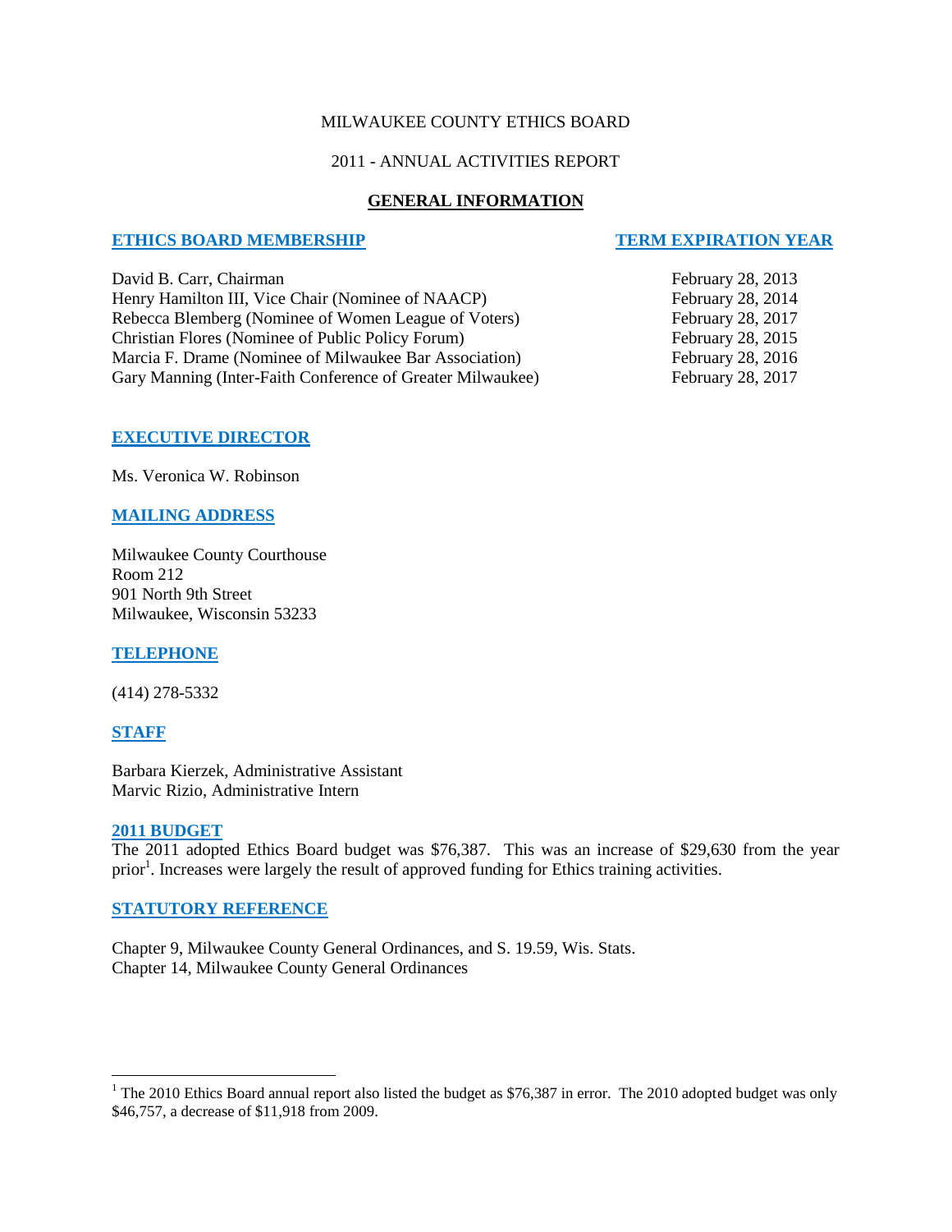MILWAUKEE COUNTY ETHICS BOARD

2011 - ANNUAL ACTIVITIES REPORT

## GENERAL INFORMATION

| ETHICS BOARD MEMBERSHIP | TERM EXPIRATION YEAR |
| --- | --- |
| David B. Carr, Chairman | February 28, 2013 |
| Henry Hamilton III, Vice Chair (Nominee of NAACP) | February 28, 2014 |
| Rebecca Blemberg (Nominee of Women League of Voters) | February 28, 2017 |
| Christian Flores (Nominee of Public Policy Forum) | February 28, 2015 |
| Marcia F. Drame (Nominee of Milwaukee Bar Association) | February 28, 2016 |
| Gary Manning (Inter-Faith Conference of Greater Milwaukee) | February 28, 2017 |

### EXECUTIVE DIRECTOR

Ms. Veronica W. Robinson

### MAILING ADDRESS

Milwaukee County Courthouse
Room 212
901 North 9th Street
Milwaukee, Wisconsin 53233

### TELEPHONE

(414) 278-5332

### STAFF

Barbara Kierzek, Administrative Assistant
Marvic Rizio, Administrative Intern

### 2011 BUDGET

The 2011 adopted Ethics Board budget was $76,387. This was an increase of $29,630 from the year prior[1]. Increases were largely the result of approved funding for Ethics training activities.

### STATUTORY REFERENCE

Chapter 9, Milwaukee County General Ordinances, and S. 19.59, Wis. Stats.
Chapter 14, Milwaukee County General Ordinances

---

[1] The 2010 Ethics Board annual report also listed the budget as $76,387 in error. The 2010 adopted budget was only $46,757, a decrease of $11,918 from 2009.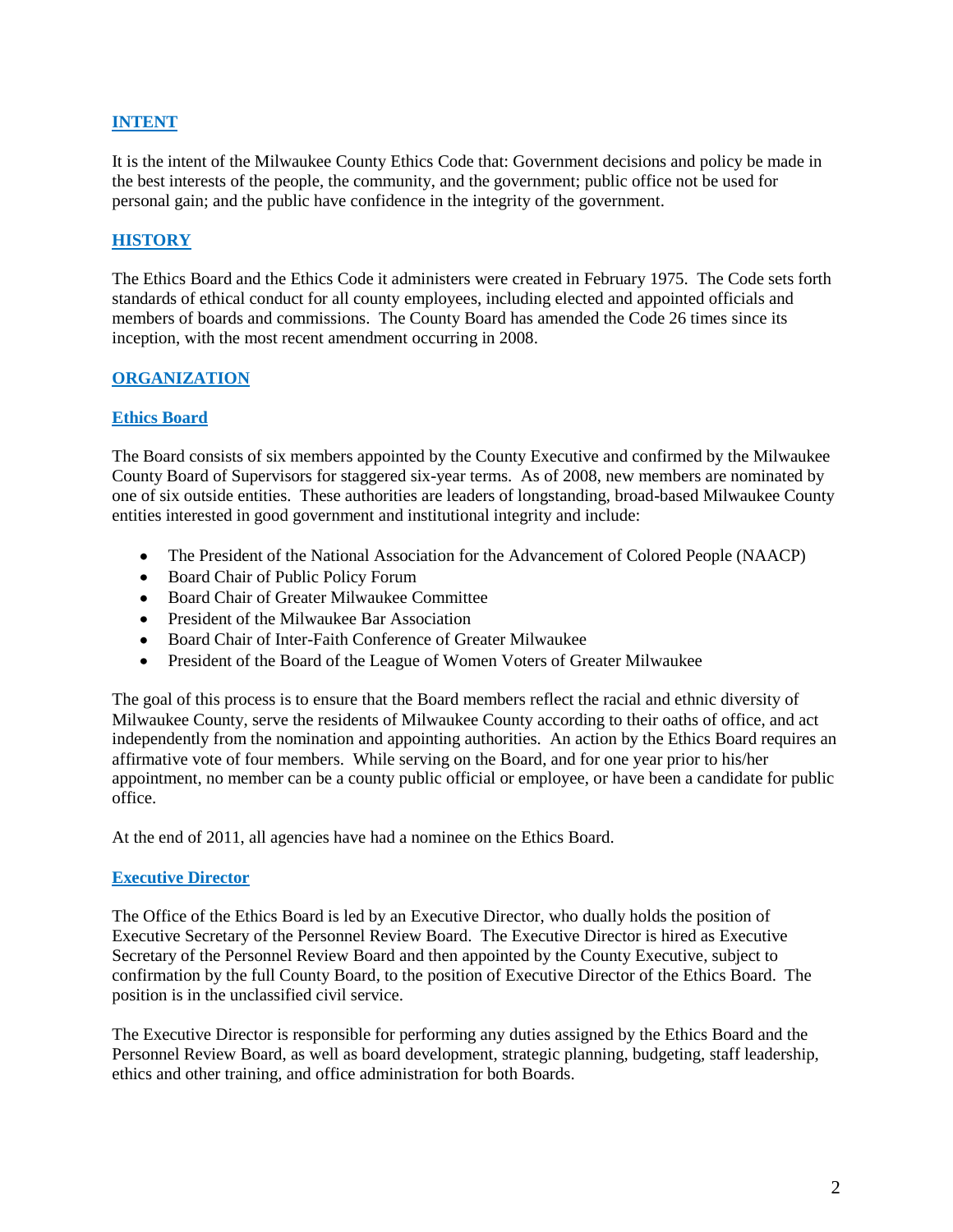## INTENT

It is the intent of the Milwaukee County Ethics Code that: Government decisions and policy be made in the best interests of the people, the community, and the government; public office not be used for personal gain; and the public have confidence in the integrity of the government.

## HISTORY

The Ethics Board and the Ethics Code it administers were created in February 1975. The Code sets forth standards of ethical conduct for all county employees, including elected and appointed officials and members of boards and commissions. The County Board has amended the Code 26 times since its inception, with the most recent amendment occurring in 2008.

## ORGANIZATION

### Ethics Board

The Board consists of six members appointed by the County Executive and confirmed by the Milwaukee County Board of Supervisors for staggered six-year terms. As of 2008, new members are nominated by one of six outside entities. These authorities are leaders of longstanding, broad-based Milwaukee County entities interested in good government and institutional integrity and include:

- The President of the National Association for the Advancement of Colored People (NAACP)
- Board Chair of Public Policy Forum
- Board Chair of Greater Milwaukee Committee
- President of the Milwaukee Bar Association
- Board Chair of Inter-Faith Conference of Greater Milwaukee
- President of the Board of the League of Women Voters of Greater Milwaukee

The goal of this process is to ensure that the Board members reflect the racial and ethnic diversity of Milwaukee County, serve the residents of Milwaukee County according to their oaths of office, and act independently from the nomination and appointing authorities. An action by the Ethics Board requires an affirmative vote of four members. While serving on the Board, and for one year prior to his/her appointment, no member can be a county public official or employee, or have been a candidate for public office.

At the end of 2011, all agencies have had a nominee on the Ethics Board.

### Executive Director

The Office of the Ethics Board is led by an Executive Director, who dually holds the position of Executive Secretary of the Personnel Review Board. The Executive Director is hired as Executive Secretary of the Personnel Review Board and then appointed by the County Executive, subject to confirmation by the full County Board, to the position of Executive Director of the Ethics Board. The position is in the unclassified civil service.

The Executive Director is responsible for performing any duties assigned by the Ethics Board and the Personnel Review Board, as well as board development, strategic planning, budgeting, staff leadership, ethics and other training, and office administration for both Boards.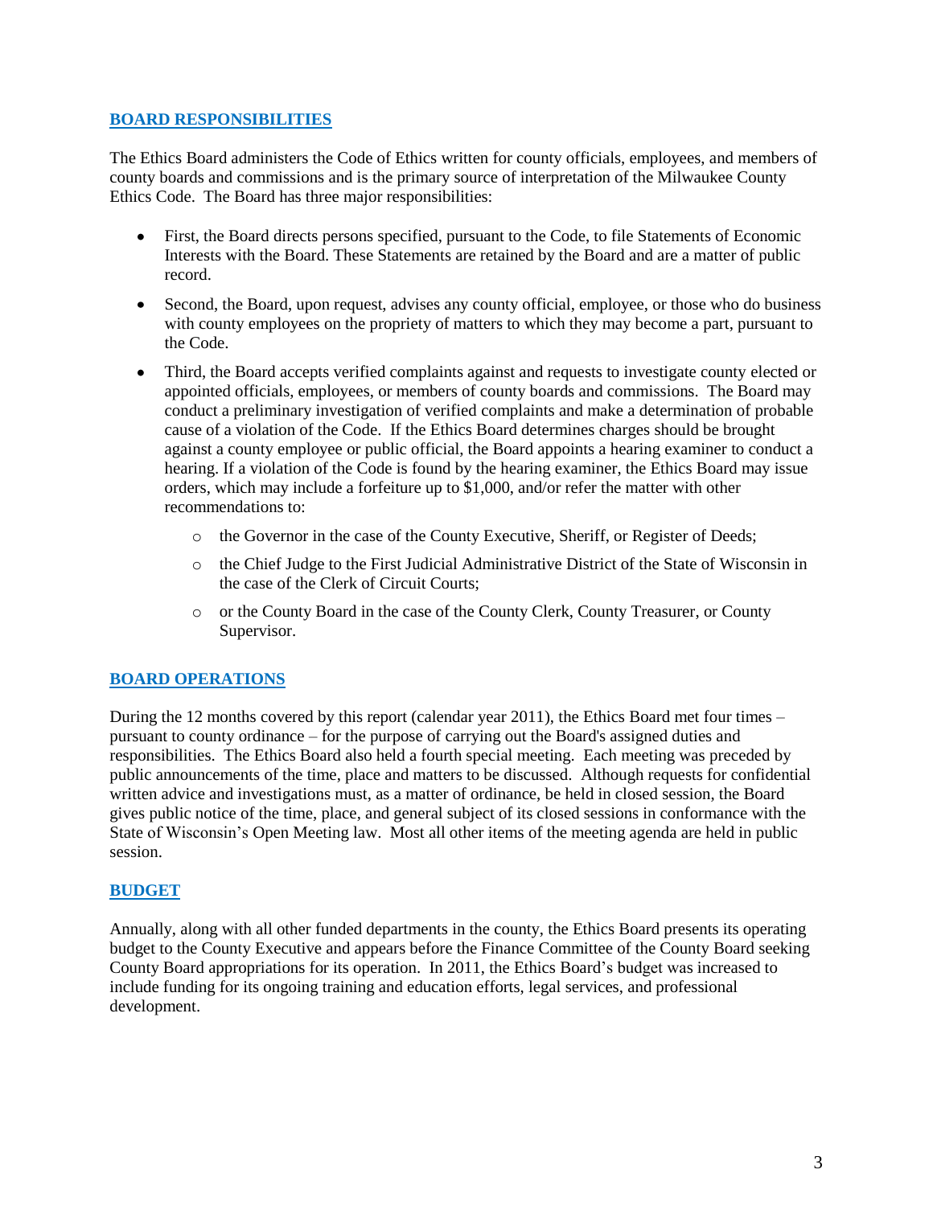## BOARD RESPONSIBILITIES

The Ethics Board administers the Code of Ethics written for county officials, employees, and members of county boards and commissions and is the primary source of interpretation of the Milwaukee County Ethics Code. The Board has three major responsibilities:

- First, the Board directs persons specified, pursuant to the Code, to file Statements of Economic Interests with the Board. These Statements are retained by the Board and are a matter of public record.
- Second, the Board, upon request, advises any county official, employee, or those who do business with county employees on the propriety of matters to which they may become a part, pursuant to the Code.
- Third, the Board accepts verified complaints against and requests to investigate county elected or appointed officials, employees, or members of county boards and commissions. The Board may conduct a preliminary investigation of verified complaints and make a determination of probable cause of a violation of the Code. If the Ethics Board determines charges should be brought against a county employee or public official, the Board appoints a hearing examiner to conduct a hearing. If a violation of the Code is found by the hearing examiner, the Ethics Board may issue orders, which may include a forfeiture up to $1,000, and/or refer the matter with other recommendations to:
    - the Governor in the case of the County Executive, Sheriff, or Register of Deeds;
    - the Chief Judge to the First Judicial Administrative District of the State of Wisconsin in the case of the Clerk of Circuit Courts;
    - or the County Board in the case of the County Clerk, County Treasurer, or County Supervisor.

## BOARD OPERATIONS

During the 12 months covered by this report (calendar year 2011), the Ethics Board met four times – pursuant to county ordinance – for the purpose of carrying out the Board's assigned duties and responsibilities. The Ethics Board also held a fourth special meeting. Each meeting was preceded by public announcements of the time, place and matters to be discussed. Although requests for confidential written advice and investigations must, as a matter of ordinance, be held in closed session, the Board gives public notice of the time, place, and general subject of its closed sessions in conformance with the State of Wisconsin's Open Meeting law. Most all other items of the meeting agenda are held in public session.

## BUDGET

Annually, along with all other funded departments in the county, the Ethics Board presents its operating budget to the County Executive and appears before the Finance Committee of the County Board seeking County Board appropriations for its operation. In 2011, the Ethics Board's budget was increased to include funding for its ongoing training and education efforts, legal services, and professional development.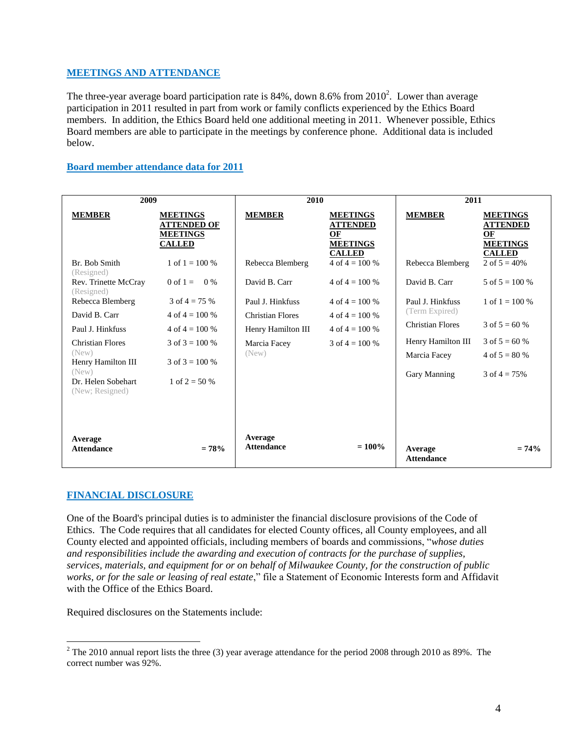## MEETINGS AND ATTENDANCE

The three-year average board participation rate is 84%, down 8.6% from 2010[2]. Lower than average participation in 2011 resulted in part from work or family conflicts experienced by the Ethics Board members. In addition, the Ethics Board held one additional meeting in 2011. Whenever possible, Ethics Board members are able to participate in the meetings by conference phone. Additional data is included below.

### Board member attendance data for 2011

| 2009 | | 2010 | | 2011 | |
|---|---|---|---|---|---|
| **MEMBER** | **MEETINGS ATTENDED OF MEETINGS CALLED** | **MEMBER** | **MEETINGS ATTENDED OF MEETINGS CALLED** | **MEMBER** | **MEETINGS ATTENDED OF MEETINGS CALLED** |
| Br. Bob Smith (Resigned) | 1 of 1 = 100 % | Rebecca Blemberg | 4 of 4 = 100 % | Rebecca Blemberg | 2 of 5 = 40% |
| Rev. Trinette McCray (Resigned) | 0 of 1 = 0 % | David B. Carr | 4 of 4 = 100 % | David B. Carr | 5 of 5 = 100 % |
| Rebecca Blemberg | 3 of 4 = 75 % | Paul J. Hinkfuss | 4 of 4 = 100 % | Paul J. Hinkfuss (Term Expired) | 1 of 1 = 100 % |
| David B. Carr | 4 of 4 = 100 % | Christian Flores | 4 of 4 = 100 % | Christian Flores | 3 of 5 = 60 % |
| Paul J. Hinkfuss | 4 of 4 = 100 % | Henry Hamilton III | 4 of 4 = 100 % | Henry Hamilton III | 3 of 5 = 60 % |
| Christian Flores (New) | 3 of 3 = 100 % | Marcia Facey (New) | 3 of 4 = 100 % | Marcia Facey | 4 of 5 = 80 % |
| Henry Hamilton III (New) | 3 of 3 = 100 % | | | Gary Manning | 3 of 4 = 75% |
| Dr. Helen Sobehart (New; Resigned) | 1 of 2 = 50 % | | | | |
| **Average Attendance** | **= 78%** | **Average Attendance** | **= 100%** | **Average Attendance** | **= 74%** |

## FINANCIAL DISCLOSURE

One of the Board's principal duties is to administer the financial disclosure provisions of the Code of Ethics. The Code requires that all candidates for elected County offices, all County employees, and all County elected and appointed officials, including members of boards and commissions, "*whose duties and responsibilities include the awarding and execution of contracts for the purchase of supplies, services, materials, and equipment for or on behalf of Milwaukee County, for the construction of public works, or for the sale or leasing of real estate*," file a Statement of Economic Interests form and Affidavit with the Office of the Ethics Board.

Required disclosures on the Statements include:

---

[2] The 2010 annual report lists the three (3) year average attendance for the period 2008 through 2010 as 89%. The correct number was 92%.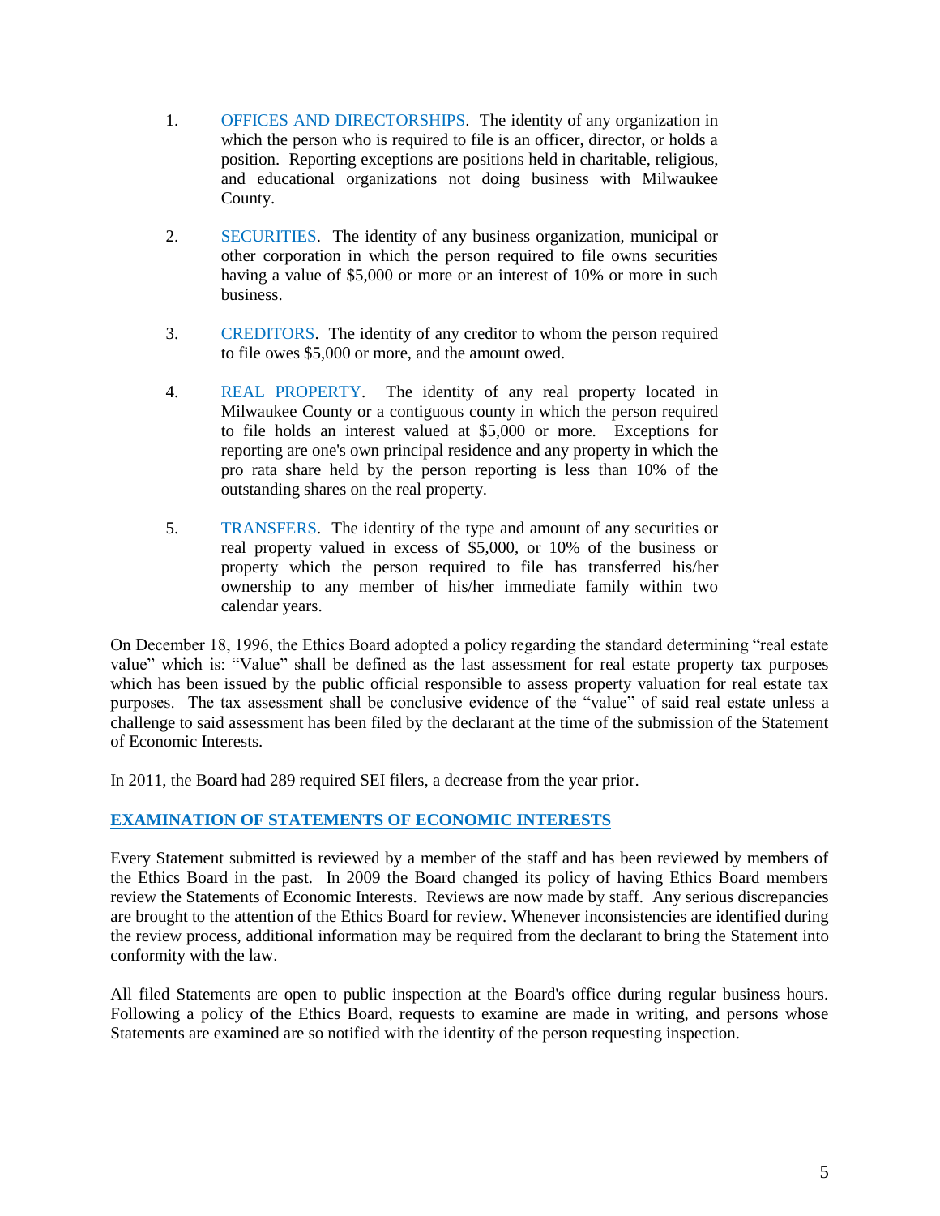1. OFFICES AND DIRECTORSHIPS. The identity of any organization in which the person who is required to file is an officer, director, or holds a position. Reporting exceptions are positions held in charitable, religious, and educational organizations not doing business with Milwaukee County.

2. SECURITIES. The identity of any business organization, municipal or other corporation in which the person required to file owns securities having a value of $5,000 or more or an interest of 10% or more in such business.

3. CREDITORS. The identity of any creditor to whom the person required to file owes $5,000 or more, and the amount owed.

4. REAL PROPERTY. The identity of any real property located in Milwaukee County or a contiguous county in which the person required to file holds an interest valued at $5,000 or more. Exceptions for reporting are one's own principal residence and any property in which the pro rata share held by the person reporting is less than 10% of the outstanding shares on the real property.

5. TRANSFERS. The identity of the type and amount of any securities or real property valued in excess of $5,000, or 10% of the business or property which the person required to file has transferred his/her ownership to any member of his/her immediate family within two calendar years.

On December 18, 1996, the Ethics Board adopted a policy regarding the standard determining "real estate value" which is: "Value" shall be defined as the last assessment for real estate property tax purposes which has been issued by the public official responsible to assess property valuation for real estate tax purposes. The tax assessment shall be conclusive evidence of the "value" of said real estate unless a challenge to said assessment has been filed by the declarant at the time of the submission of the Statement of Economic Interests.

In 2011, the Board had 289 required SEI filers, a decrease from the year prior.

## EXAMINATION OF STATEMENTS OF ECONOMIC INTERESTS

Every Statement submitted is reviewed by a member of the staff and has been reviewed by members of the Ethics Board in the past. In 2009 the Board changed its policy of having Ethics Board members review the Statements of Economic Interests. Reviews are now made by staff. Any serious discrepancies are brought to the attention of the Ethics Board for review. Whenever inconsistencies are identified during the review process, additional information may be required from the declarant to bring the Statement into conformity with the law.

All filed Statements are open to public inspection at the Board's office during regular business hours. Following a policy of the Ethics Board, requests to examine are made in writing, and persons whose Statements are examined are so notified with the identity of the person requesting inspection.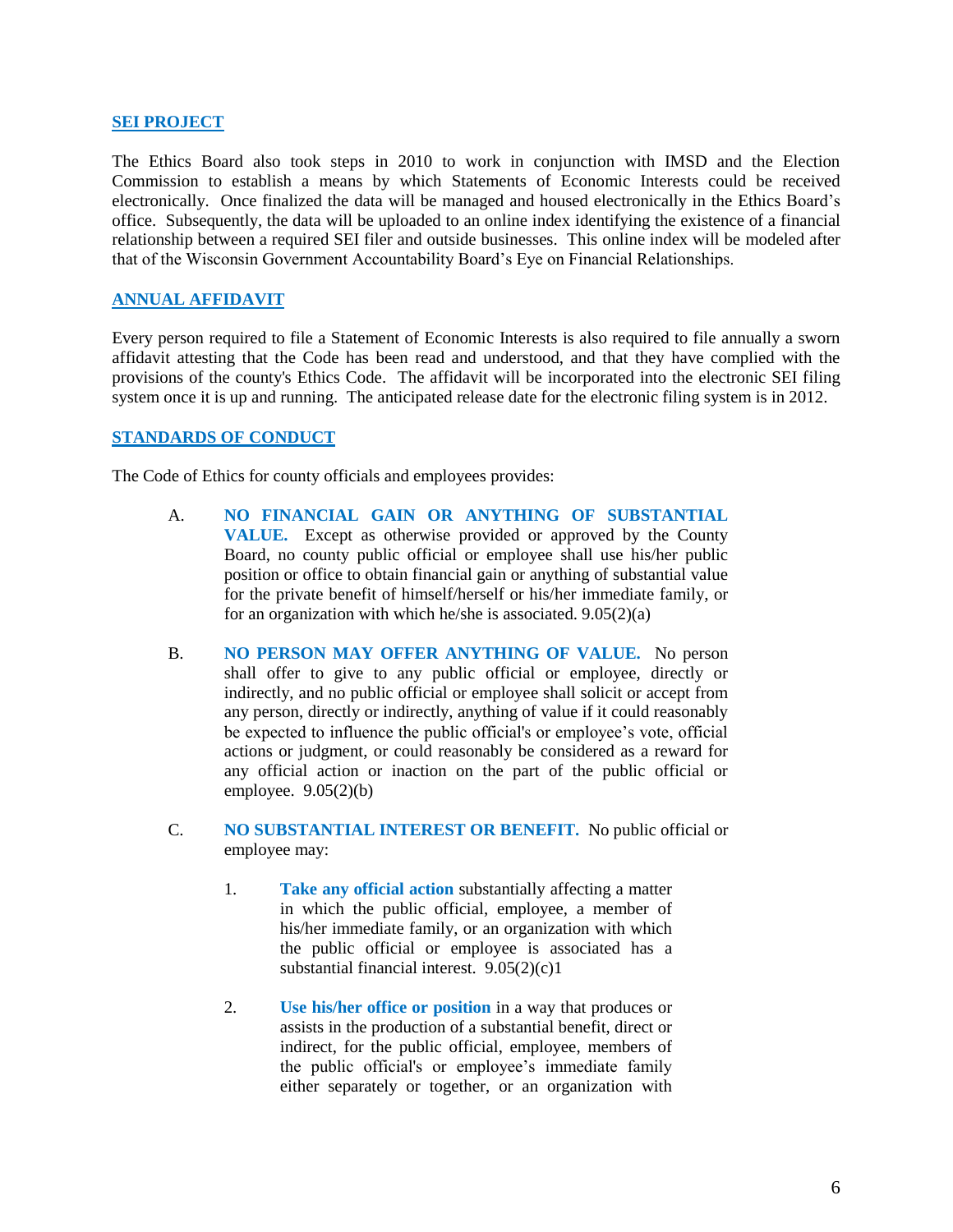## SEI PROJECT

The Ethics Board also took steps in 2010 to work in conjunction with IMSD and the Election Commission to establish a means by which Statements of Economic Interests could be received electronically. Once finalized the data will be managed and housed electronically in the Ethics Board's office. Subsequently, the data will be uploaded to an online index identifying the existence of a financial relationship between a required SEI filer and outside businesses. This online index will be modeled after that of the Wisconsin Government Accountability Board's Eye on Financial Relationships.

## ANNUAL AFFIDAVIT

Every person required to file a Statement of Economic Interests is also required to file annually a sworn affidavit attesting that the Code has been read and understood, and that they have complied with the provisions of the county's Ethics Code. The affidavit will be incorporated into the electronic SEI filing system once it is up and running. The anticipated release date for the electronic filing system is in 2012.

## STANDARDS OF CONDUCT

The Code of Ethics for county officials and employees provides:

A. **NO FINANCIAL GAIN OR ANYTHING OF SUBSTANTIAL VALUE.** Except as otherwise provided or approved by the County Board, no county public official or employee shall use his/her public position or office to obtain financial gain or anything of substantial value for the private benefit of himself/herself or his/her immediate family, or for an organization with which he/she is associated. 9.05(2)(a)

B. **NO PERSON MAY OFFER ANYTHING OF VALUE.** No person shall offer to give to any public official or employee, directly or indirectly, and no public official or employee shall solicit or accept from any person, directly or indirectly, anything of value if it could reasonably be expected to influence the public official's or employee's vote, official actions or judgment, or could reasonably be considered as a reward for any official action or inaction on the part of the public official or employee. 9.05(2)(b)

C. **NO SUBSTANTIAL INTEREST OR BENEFIT.** No public official or employee may:

   1. **Take any official action** substantially affecting a matter in which the public official, employee, a member of his/her immediate family, or an organization with which the public official or employee is associated has a substantial financial interest. 9.05(2)(c)1

   2. **Use his/her office or position** in a way that produces or assists in the production of a substantial benefit, direct or indirect, for the public official, employee, members of the public official's or employee's immediate family either separately or together, or an organization with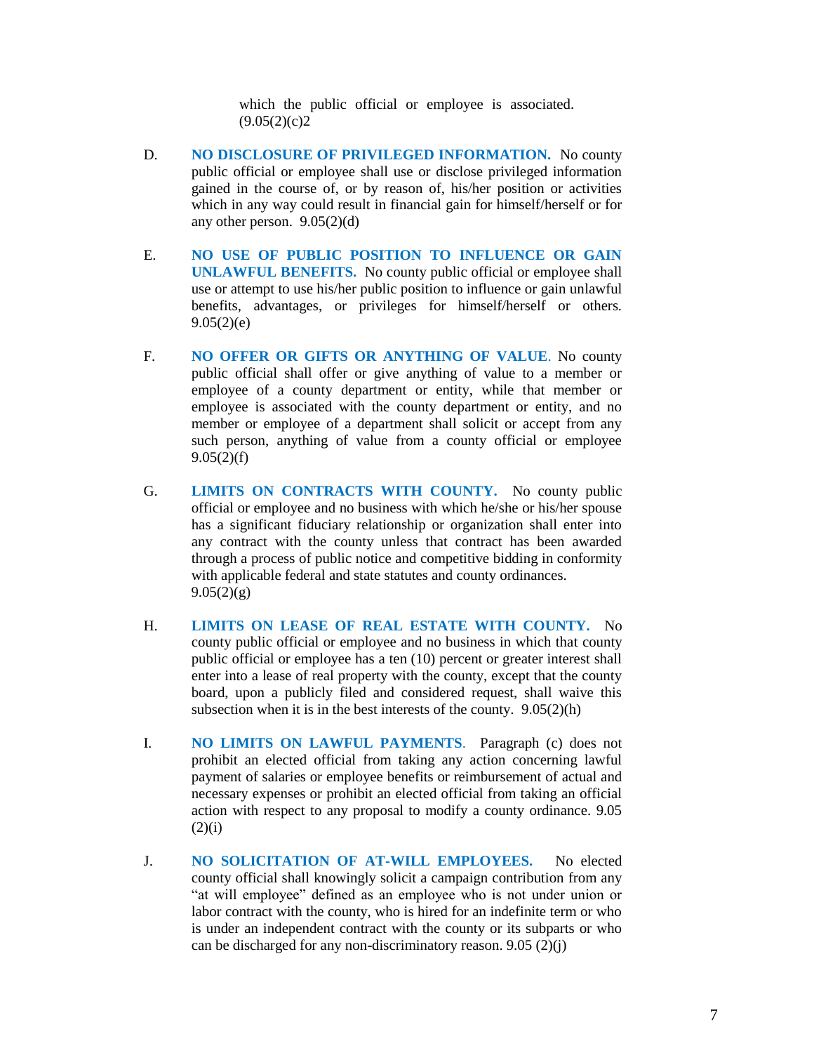which the public official or employee is associated. (9.05(2)(c)2

D. **NO DISCLOSURE OF PRIVILEGED INFORMATION.** No county public official or employee shall use or disclose privileged information gained in the course of, or by reason of, his/her position or activities which in any way could result in financial gain for himself/herself or for any other person. 9.05(2)(d)

E. **NO USE OF PUBLIC POSITION TO INFLUENCE OR GAIN UNLAWFUL BENEFITS.** No county public official or employee shall use or attempt to use his/her public position to influence or gain unlawful benefits, advantages, or privileges for himself/herself or others. 9.05(2)(e)

F. **NO OFFER OR GIFTS OR ANYTHING OF VALUE**. No county public official shall offer or give anything of value to a member or employee of a county department or entity, while that member or employee is associated with the county department or entity, and no member or employee of a department shall solicit or accept from any such person, anything of value from a county official or employee 9.05(2)(f)

G. **LIMITS ON CONTRACTS WITH COUNTY.** No county public official or employee and no business with which he/she or his/her spouse has a significant fiduciary relationship or organization shall enter into any contract with the county unless that contract has been awarded through a process of public notice and competitive bidding in conformity with applicable federal and state statutes and county ordinances. 9.05(2)(g)

H. **LIMITS ON LEASE OF REAL ESTATE WITH COUNTY.** No county public official or employee and no business in which that county public official or employee has a ten (10) percent or greater interest shall enter into a lease of real property with the county, except that the county board, upon a publicly filed and considered request, shall waive this subsection when it is in the best interests of the county. 9.05(2)(h)

I. **NO LIMITS ON LAWFUL PAYMENTS**. Paragraph (c) does not prohibit an elected official from taking any action concerning lawful payment of salaries or employee benefits or reimbursement of actual and necessary expenses or prohibit an elected official from taking an official action with respect to any proposal to modify a county ordinance. 9.05 (2)(i)

J. **NO SOLICITATION OF AT-WILL EMPLOYEES.** No elected county official shall knowingly solicit a campaign contribution from any "at will employee" defined as an employee who is not under union or labor contract with the county, who is hired for an indefinite term or who is under an independent contract with the county or its subparts or who can be discharged for any non-discriminatory reason. 9.05 (2)(j)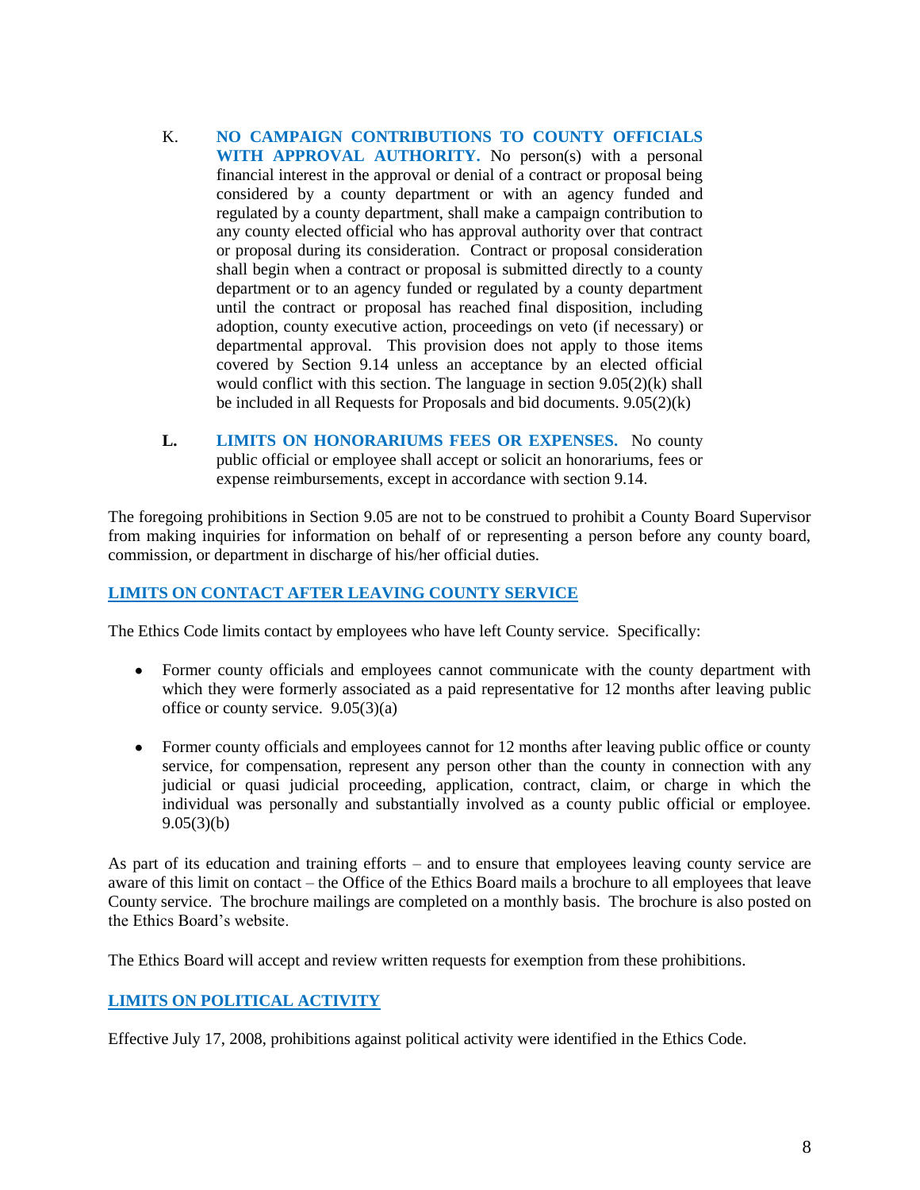K. **NO CAMPAIGN CONTRIBUTIONS TO COUNTY OFFICIALS WITH APPROVAL AUTHORITY.** No person(s) with a personal financial interest in the approval or denial of a contract or proposal being considered by a county department or with an agency funded and regulated by a county department, shall make a campaign contribution to any county elected official who has approval authority over that contract or proposal during its consideration. Contract or proposal consideration shall begin when a contract or proposal is submitted directly to a county department or to an agency funded or regulated by a county department until the contract or proposal has reached final disposition, including adoption, county executive action, proceedings on veto (if necessary) or departmental approval. This provision does not apply to those items covered by Section 9.14 unless an acceptance by an elected official would conflict with this section. The language in section 9.05(2)(k) shall be included in all Requests for Proposals and bid documents. 9.05(2)(k)

**L.** **LIMITS ON HONORARIUMS FEES OR EXPENSES.** No county public official or employee shall accept or solicit an honorariums, fees or expense reimbursements, except in accordance with section 9.14.

The foregoing prohibitions in Section 9.05 are not to be construed to prohibit a County Board Supervisor from making inquiries for information on behalf of or representing a person before any county board, commission, or department in discharge of his/her official duties.

## LIMITS ON CONTACT AFTER LEAVING COUNTY SERVICE

The Ethics Code limits contact by employees who have left County service. Specifically:

- Former county officials and employees cannot communicate with the county department with which they were formerly associated as a paid representative for 12 months after leaving public office or county service. 9.05(3)(a)

- Former county officials and employees cannot for 12 months after leaving public office or county service, for compensation, represent any person other than the county in connection with any judicial or quasi judicial proceeding, application, contract, claim, or charge in which the individual was personally and substantially involved as a county public official or employee. 9.05(3)(b)

As part of its education and training efforts – and to ensure that employees leaving county service are aware of this limit on contact – the Office of the Ethics Board mails a brochure to all employees that leave County service. The brochure mailings are completed on a monthly basis. The brochure is also posted on the Ethics Board's website.

The Ethics Board will accept and review written requests for exemption from these prohibitions.

## LIMITS ON POLITICAL ACTIVITY

Effective July 17, 2008, prohibitions against political activity were identified in the Ethics Code.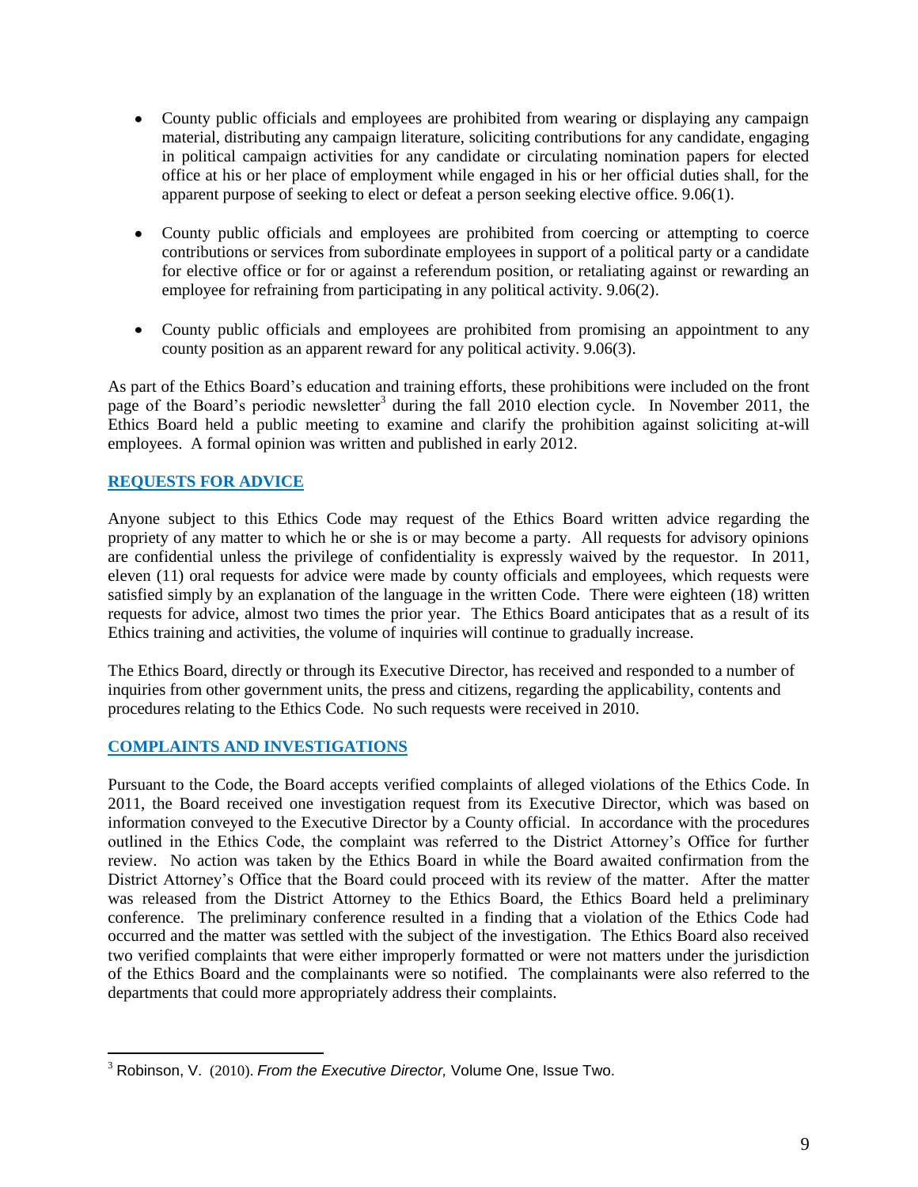- County public officials and employees are prohibited from wearing or displaying any campaign material, distributing any campaign literature, soliciting contributions for any candidate, engaging in political campaign activities for any candidate or circulating nomination papers for elected office at his or her place of employment while engaged in his or her official duties shall, for the apparent purpose of seeking to elect or defeat a person seeking elective office. 9.06(1).

- County public officials and employees are prohibited from coercing or attempting to coerce contributions or services from subordinate employees in support of a political party or a candidate for elective office or for or against a referendum position, or retaliating against or rewarding an employee for refraining from participating in any political activity. 9.06(2).

- County public officials and employees are prohibited from promising an appointment to any county position as an apparent reward for any political activity. 9.06(3).

As part of the Ethics Board's education and training efforts, these prohibitions were included on the front page of the Board's periodic newsletter[3] during the fall 2010 election cycle. In November 2011, the Ethics Board held a public meeting to examine and clarify the prohibition against soliciting at-will employees. A formal opinion was written and published in early 2012.

## REQUESTS FOR ADVICE

Anyone subject to this Ethics Code may request of the Ethics Board written advice regarding the propriety of any matter to which he or she is or may become a party. All requests for advisory opinions are confidential unless the privilege of confidentiality is expressly waived by the requestor. In 2011, eleven (11) oral requests for advice were made by county officials and employees, which requests were satisfied simply by an explanation of the language in the written Code. There were eighteen (18) written requests for advice, almost two times the prior year. The Ethics Board anticipates that as a result of its Ethics training and activities, the volume of inquiries will continue to gradually increase.

The Ethics Board, directly or through its Executive Director, has received and responded to a number of inquiries from other government units, the press and citizens, regarding the applicability, contents and procedures relating to the Ethics Code. No such requests were received in 2010.

## COMPLAINTS AND INVESTIGATIONS

Pursuant to the Code, the Board accepts verified complaints of alleged violations of the Ethics Code. In 2011, the Board received one investigation request from its Executive Director, which was based on information conveyed to the Executive Director by a County official. In accordance with the procedures outlined in the Ethics Code, the complaint was referred to the District Attorney's Office for further review. No action was taken by the Ethics Board in while the Board awaited confirmation from the District Attorney's Office that the Board could proceed with its review of the matter. After the matter was released from the District Attorney to the Ethics Board, the Ethics Board held a preliminary conference. The preliminary conference resulted in a finding that a violation of the Ethics Code had occurred and the matter was settled with the subject of the investigation. The Ethics Board also received two verified complaints that were either improperly formatted or were not matters under the jurisdiction of the Ethics Board and the complainants were so notified. The complainants were also referred to the departments that could more appropriately address their complaints.

---

[3] Robinson, V. (2010). *From the Executive Director,* Volume One, Issue Two.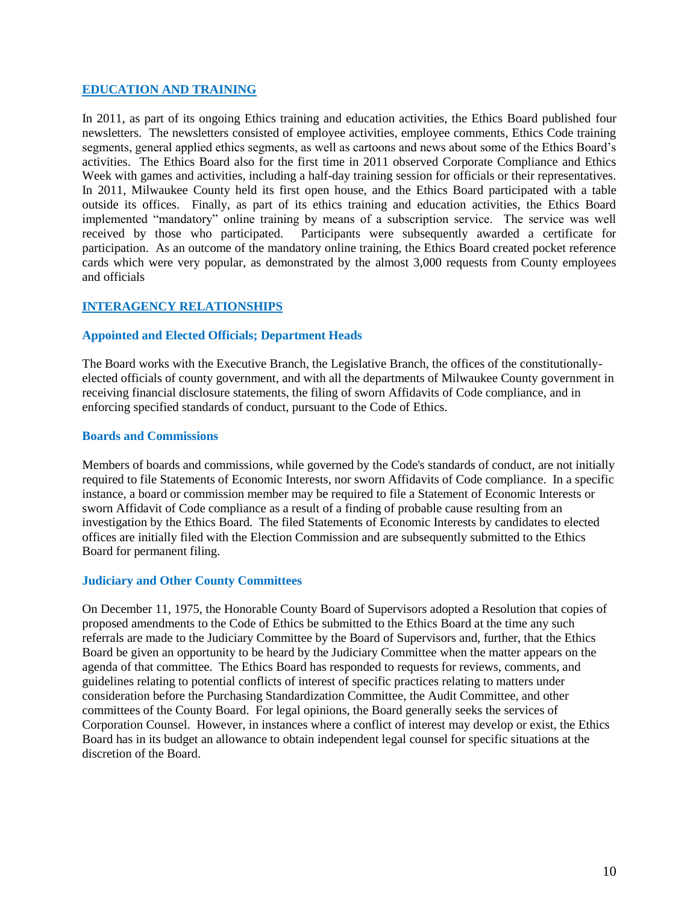## EDUCATION AND TRAINING

In 2011, as part of its ongoing Ethics training and education activities, the Ethics Board published four newsletters. The newsletters consisted of employee activities, employee comments, Ethics Code training segments, general applied ethics segments, as well as cartoons and news about some of the Ethics Board's activities. The Ethics Board also for the first time in 2011 observed Corporate Compliance and Ethics Week with games and activities, including a half-day training session for officials or their representatives. In 2011, Milwaukee County held its first open house, and the Ethics Board participated with a table outside its offices. Finally, as part of its ethics training and education activities, the Ethics Board implemented "mandatory" online training by means of a subscription service. The service was well received by those who participated. Participants were subsequently awarded a certificate for participation. As an outcome of the mandatory online training, the Ethics Board created pocket reference cards which were very popular, as demonstrated by the almost 3,000 requests from County employees and officials

## INTERAGENCY RELATIONSHIPS

### Appointed and Elected Officials; Department Heads

The Board works with the Executive Branch, the Legislative Branch, the offices of the constitutionally-elected officials of county government, and with all the departments of Milwaukee County government in receiving financial disclosure statements, the filing of sworn Affidavits of Code compliance, and in enforcing specified standards of conduct, pursuant to the Code of Ethics.

### Boards and Commissions

Members of boards and commissions, while governed by the Code's standards of conduct, are not initially required to file Statements of Economic Interests, nor sworn Affidavits of Code compliance. In a specific instance, a board or commission member may be required to file a Statement of Economic Interests or sworn Affidavit of Code compliance as a result of a finding of probable cause resulting from an investigation by the Ethics Board. The filed Statements of Economic Interests by candidates to elected offices are initially filed with the Election Commission and are subsequently submitted to the Ethics Board for permanent filing.

### Judiciary and Other County Committees

On December 11, 1975, the Honorable County Board of Supervisors adopted a Resolution that copies of proposed amendments to the Code of Ethics be submitted to the Ethics Board at the time any such referrals are made to the Judiciary Committee by the Board of Supervisors and, further, that the Ethics Board be given an opportunity to be heard by the Judiciary Committee when the matter appears on the agenda of that committee. The Ethics Board has responded to requests for reviews, comments, and guidelines relating to potential conflicts of interest of specific practices relating to matters under consideration before the Purchasing Standardization Committee, the Audit Committee, and other committees of the County Board. For legal opinions, the Board generally seeks the services of Corporation Counsel. However, in instances where a conflict of interest may develop or exist, the Ethics Board has in its budget an allowance to obtain independent legal counsel for specific situations at the discretion of the Board.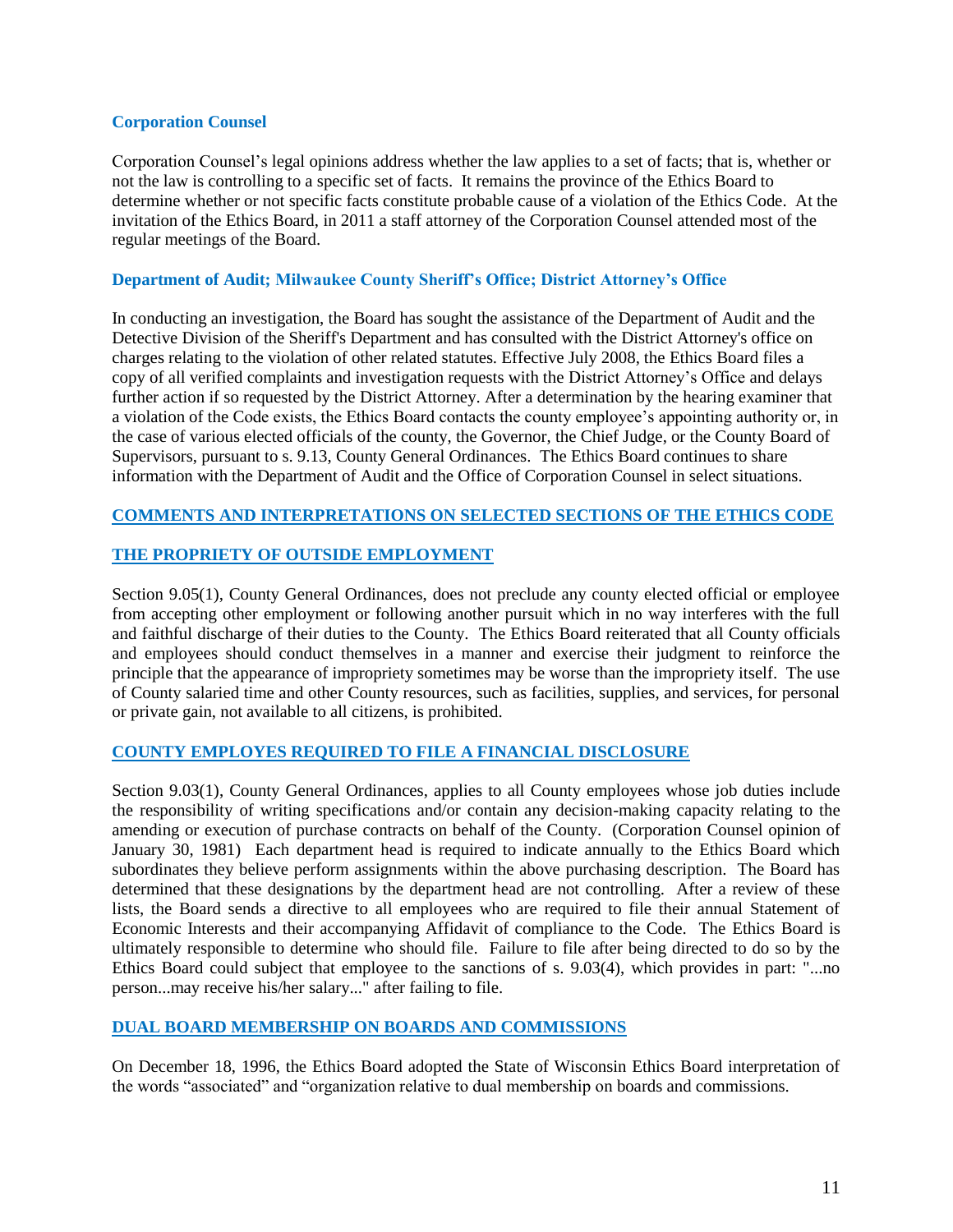### Corporation Counsel

Corporation Counsel's legal opinions address whether the law applies to a set of facts; that is, whether or not the law is controlling to a specific set of facts. It remains the province of the Ethics Board to determine whether or not specific facts constitute probable cause of a violation of the Ethics Code. At the invitation of the Ethics Board, in 2011 a staff attorney of the Corporation Counsel attended most of the regular meetings of the Board.

### Department of Audit; Milwaukee County Sheriff's Office; District Attorney's Office

In conducting an investigation, the Board has sought the assistance of the Department of Audit and the Detective Division of the Sheriff's Department and has consulted with the District Attorney's office on charges relating to the violation of other related statutes. Effective July 2008, the Ethics Board files a copy of all verified complaints and investigation requests with the District Attorney's Office and delays further action if so requested by the District Attorney. After a determination by the hearing examiner that a violation of the Code exists, the Ethics Board contacts the county employee's appointing authority or, in the case of various elected officials of the county, the Governor, the Chief Judge, or the County Board of Supervisors, pursuant to s. 9.13, County General Ordinances. The Ethics Board continues to share information with the Department of Audit and the Office of Corporation Counsel in select situations.

## COMMENTS AND INTERPRETATIONS ON SELECTED SECTIONS OF THE ETHICS CODE

### THE PROPRIETY OF OUTSIDE EMPLOYMENT

Section 9.05(1), County General Ordinances, does not preclude any county elected official or employee from accepting other employment or following another pursuit which in no way interferes with the full and faithful discharge of their duties to the County. The Ethics Board reiterated that all County officials and employees should conduct themselves in a manner and exercise their judgment to reinforce the principle that the appearance of impropriety sometimes may be worse than the impropriety itself. The use of County salaried time and other County resources, such as facilities, supplies, and services, for personal or private gain, not available to all citizens, is prohibited.

### COUNTY EMPLOYES REQUIRED TO FILE A FINANCIAL DISCLOSURE

Section 9.03(1), County General Ordinances, applies to all County employees whose job duties include the responsibility of writing specifications and/or contain any decision-making capacity relating to the amending or execution of purchase contracts on behalf of the County. (Corporation Counsel opinion of January 30, 1981) Each department head is required to indicate annually to the Ethics Board which subordinates they believe perform assignments within the above purchasing description. The Board has determined that these designations by the department head are not controlling. After a review of these lists, the Board sends a directive to all employees who are required to file their annual Statement of Economic Interests and their accompanying Affidavit of compliance to the Code. The Ethics Board is ultimately responsible to determine who should file. Failure to file after being directed to do so by the Ethics Board could subject that employee to the sanctions of s. 9.03(4), which provides in part: "...no person...may receive his/her salary..." after failing to file.

### DUAL BOARD MEMBERSHIP ON BOARDS AND COMMISSIONS

On December 18, 1996, the Ethics Board adopted the State of Wisconsin Ethics Board interpretation of the words "associated" and "organization relative to dual membership on boards and commissions.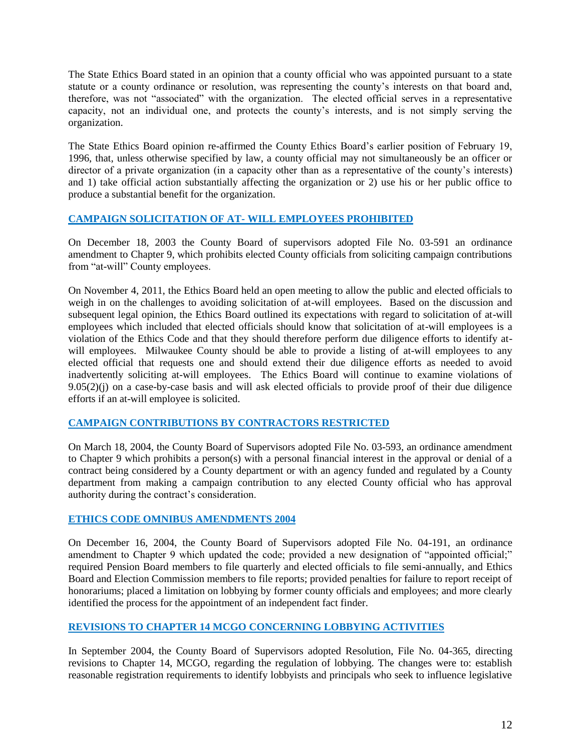The State Ethics Board stated in an opinion that a county official who was appointed pursuant to a state statute or a county ordinance or resolution, was representing the county's interests on that board and, therefore, was not "associated" with the organization. The elected official serves in a representative capacity, not an individual one, and protects the county's interests, and is not simply serving the organization.

The State Ethics Board opinion re-affirmed the County Ethics Board's earlier position of February 19, 1996, that, unless otherwise specified by law, a county official may not simultaneously be an officer or director of a private organization (in a capacity other than as a representative of the county's interests) and 1) take official action substantially affecting the organization or 2) use his or her public office to produce a substantial benefit for the organization.

## CAMPAIGN SOLICITATION OF AT- WILL EMPLOYEES PROHIBITED

On December 18, 2003 the County Board of supervisors adopted File No. 03-591 an ordinance amendment to Chapter 9, which prohibits elected County officials from soliciting campaign contributions from "at-will" County employees.

On November 4, 2011, the Ethics Board held an open meeting to allow the public and elected officials to weigh in on the challenges to avoiding solicitation of at-will employees. Based on the discussion and subsequent legal opinion, the Ethics Board outlined its expectations with regard to solicitation of at-will employees which included that elected officials should know that solicitation of at-will employees is a violation of the Ethics Code and that they should therefore perform due diligence efforts to identify at-will employees. Milwaukee County should be able to provide a listing of at-will employees to any elected official that requests one and should extend their due diligence efforts as needed to avoid inadvertently soliciting at-will employees. The Ethics Board will continue to examine violations of 9.05(2)(j) on a case-by-case basis and will ask elected officials to provide proof of their due diligence efforts if an at-will employee is solicited.

## CAMPAIGN CONTRIBUTIONS BY CONTRACTORS RESTRICTED

On March 18, 2004, the County Board of Supervisors adopted File No. 03-593, an ordinance amendment to Chapter 9 which prohibits a person(s) with a personal financial interest in the approval or denial of a contract being considered by a County department or with an agency funded and regulated by a County department from making a campaign contribution to any elected County official who has approval authority during the contract's consideration.

## ETHICS CODE OMNIBUS AMENDMENTS 2004

On December 16, 2004, the County Board of Supervisors adopted File No. 04-191, an ordinance amendment to Chapter 9 which updated the code; provided a new designation of "appointed official;" required Pension Board members to file quarterly and elected officials to file semi-annually, and Ethics Board and Election Commission members to file reports; provided penalties for failure to report receipt of honorariums; placed a limitation on lobbying by former county officials and employees; and more clearly identified the process for the appointment of an independent fact finder.

## REVISIONS TO CHAPTER 14 MCGO CONCERNING LOBBYING ACTIVITIES

In September 2004, the County Board of Supervisors adopted Resolution, File No. 04-365, directing revisions to Chapter 14, MCGO, regarding the regulation of lobbying. The changes were to: establish reasonable registration requirements to identify lobbyists and principals who seek to influence legislative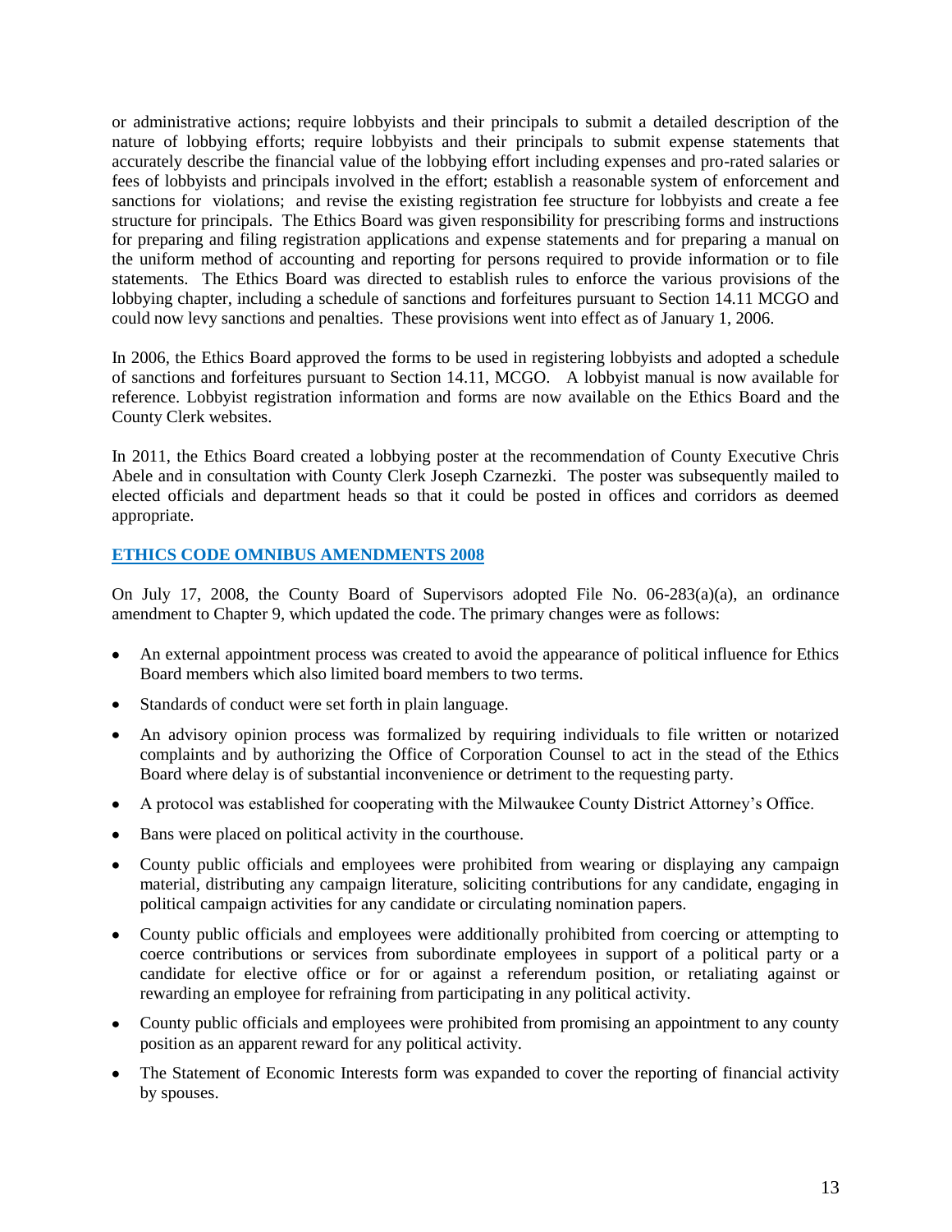or administrative actions; require lobbyists and their principals to submit a detailed description of the nature of lobbying efforts; require lobbyists and their principals to submit expense statements that accurately describe the financial value of the lobbying effort including expenses and pro-rated salaries or fees of lobbyists and principals involved in the effort; establish a reasonable system of enforcement and sanctions for violations; and revise the existing registration fee structure for lobbyists and create a fee structure for principals. The Ethics Board was given responsibility for prescribing forms and instructions for preparing and filing registration applications and expense statements and for preparing a manual on the uniform method of accounting and reporting for persons required to provide information or to file statements. The Ethics Board was directed to establish rules to enforce the various provisions of the lobbying chapter, including a schedule of sanctions and forfeitures pursuant to Section 14.11 MCGO and could now levy sanctions and penalties. These provisions went into effect as of January 1, 2006.

In 2006, the Ethics Board approved the forms to be used in registering lobbyists and adopted a schedule of sanctions and forfeitures pursuant to Section 14.11, MCGO. A lobbyist manual is now available for reference. Lobbyist registration information and forms are now available on the Ethics Board and the County Clerk websites.

In 2011, the Ethics Board created a lobbying poster at the recommendation of County Executive Chris Abele and in consultation with County Clerk Joseph Czarnezki. The poster was subsequently mailed to elected officials and department heads so that it could be posted in offices and corridors as deemed appropriate.

## ETHICS CODE OMNIBUS AMENDMENTS 2008

On July 17, 2008, the County Board of Supervisors adopted File No. 06-283(a)(a), an ordinance amendment to Chapter 9, which updated the code. The primary changes were as follows:

- An external appointment process was created to avoid the appearance of political influence for Ethics Board members which also limited board members to two terms.
- Standards of conduct were set forth in plain language.
- An advisory opinion process was formalized by requiring individuals to file written or notarized complaints and by authorizing the Office of Corporation Counsel to act in the stead of the Ethics Board where delay is of substantial inconvenience or detriment to the requesting party.
- A protocol was established for cooperating with the Milwaukee County District Attorney's Office.
- Bans were placed on political activity in the courthouse.
- County public officials and employees were prohibited from wearing or displaying any campaign material, distributing any campaign literature, soliciting contributions for any candidate, engaging in political campaign activities for any candidate or circulating nomination papers.
- County public officials and employees were additionally prohibited from coercing or attempting to coerce contributions or services from subordinate employees in support of a political party or a candidate for elective office or for or against a referendum position, or retaliating against or rewarding an employee for refraining from participating in any political activity.
- County public officials and employees were prohibited from promising an appointment to any county position as an apparent reward for any political activity.
- The Statement of Economic Interests form was expanded to cover the reporting of financial activity by spouses.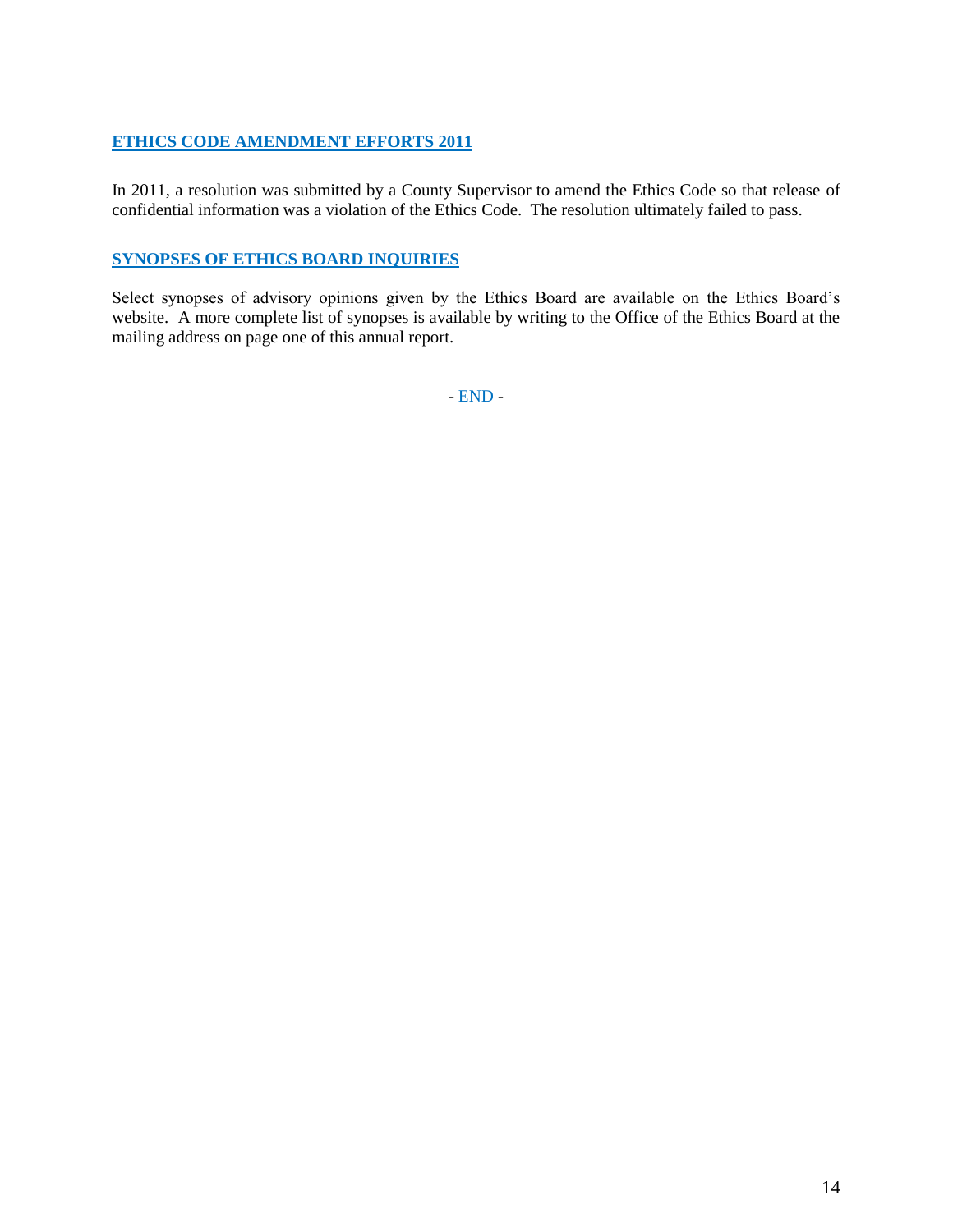## ETHICS CODE AMENDMENT EFFORTS 2011

In 2011, a resolution was submitted by a County Supervisor to amend the Ethics Code so that release of confidential information was a violation of the Ethics Code. The resolution ultimately failed to pass.

## SYNOPSES OF ETHICS BOARD INQUIRIES

Select synopses of advisory opinions given by the Ethics Board are available on the Ethics Board's website. A more complete list of synopses is available by writing to the Office of the Ethics Board at the mailing address on page one of this annual report.

- END -